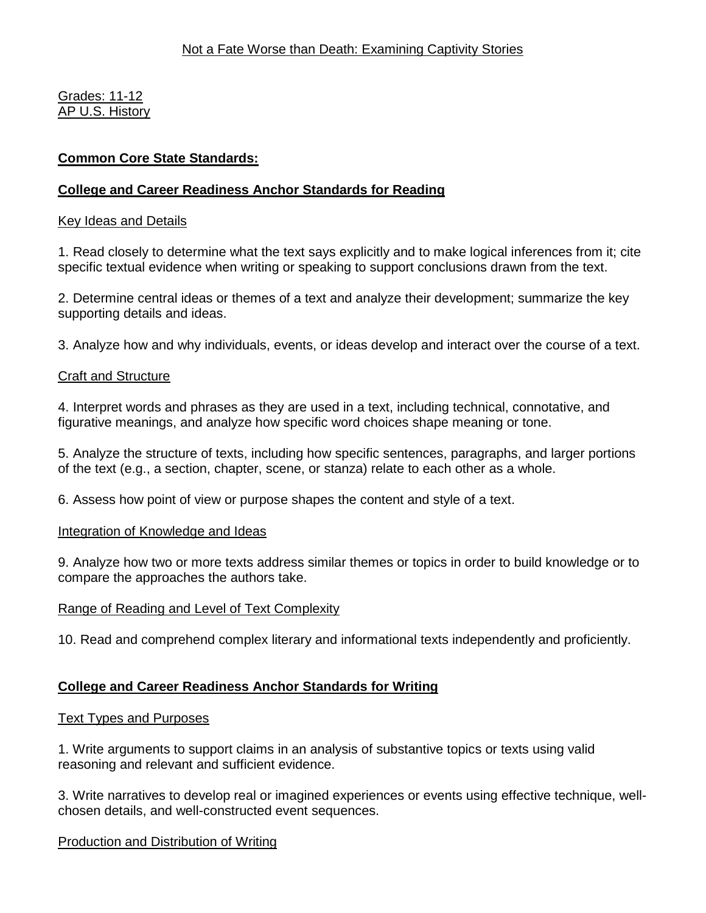# Not a Fate Worse than Death: Examining Captivity Stories

Grades: 11-12
AP U.S. History

## Common Core State Standards:

### College and Career Readiness Anchor Standards for Reading

Key Ideas and Details

1. Read closely to determine what the text says explicitly and to make logical inferences from it; cite specific textual evidence when writing or speaking to support conclusions drawn from the text.

2. Determine central ideas or themes of a text and analyze their development; summarize the key supporting details and ideas.

3. Analyze how and why individuals, events, or ideas develop and interact over the course of a text.

Craft and Structure

4. Interpret words and phrases as they are used in a text, including technical, connotative, and figurative meanings, and analyze how specific word choices shape meaning or tone.

5. Analyze the structure of texts, including how specific sentences, paragraphs, and larger portions of the text (e.g., a section, chapter, scene, or stanza) relate to each other as a whole.

6. Assess how point of view or purpose shapes the content and style of a text.

Integration of Knowledge and Ideas

9. Analyze how two or more texts address similar themes or topics in order to build knowledge or to compare the approaches the authors take.

Range of Reading and Level of Text Complexity

10. Read and comprehend complex literary and informational texts independently and proficiently.

### College and Career Readiness Anchor Standards for Writing

Text Types and Purposes

1. Write arguments to support claims in an analysis of substantive topics or texts using valid reasoning and relevant and sufficient evidence.

3. Write narratives to develop real or imagined experiences or events using effective technique, well-chosen details, and well-constructed event sequences.

Production and Distribution of Writing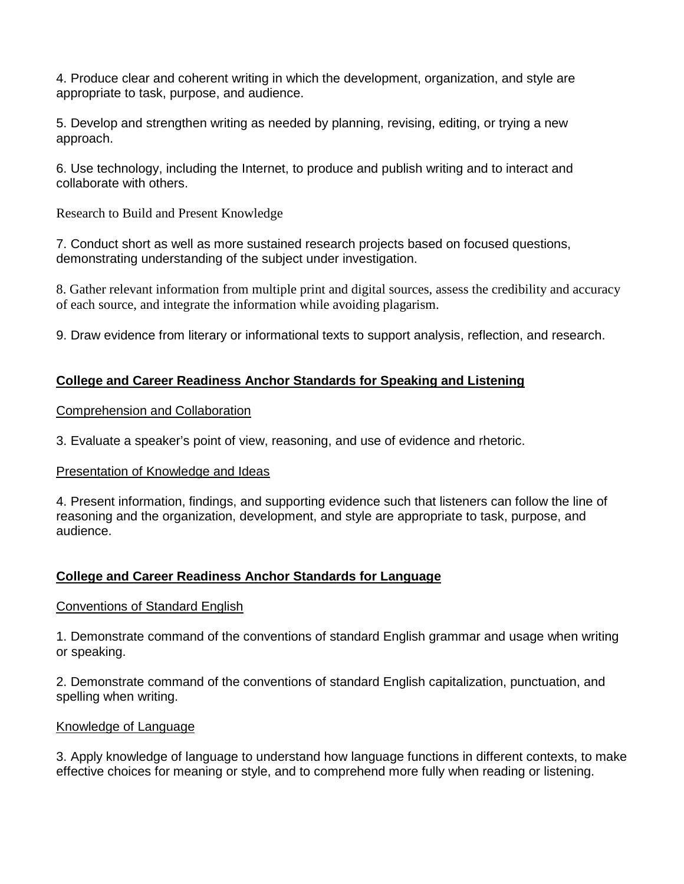4. Produce clear and coherent writing in which the development, organization, and style are appropriate to task, purpose, and audience.

5. Develop and strengthen writing as needed by planning, revising, editing, or trying a new approach.

6. Use technology, including the Internet, to produce and publish writing and to interact and collaborate with others.

Research to Build and Present Knowledge

7. Conduct short as well as more sustained research projects based on focused questions, demonstrating understanding of the subject under investigation.

8. Gather relevant information from multiple print and digital sources, assess the credibility and accuracy of each source, and integrate the information while avoiding plagarism.

9. Draw evidence from literary or informational texts to support analysis, reflection, and research.

## **College and Career Readiness Anchor Standards for Speaking and Listening**

Comprehension and Collaboration

3. Evaluate a speaker's point of view, reasoning, and use of evidence and rhetoric.

Presentation of Knowledge and Ideas

4. Present information, findings, and supporting evidence such that listeners can follow the line of reasoning and the organization, development, and style are appropriate to task, purpose, and audience.

## **College and Career Readiness Anchor Standards for Language**

Conventions of Standard English

1. Demonstrate command of the conventions of standard English grammar and usage when writing or speaking.

2. Demonstrate command of the conventions of standard English capitalization, punctuation, and spelling when writing.

Knowledge of Language

3. Apply knowledge of language to understand how language functions in different contexts, to make effective choices for meaning or style, and to comprehend more fully when reading or listening.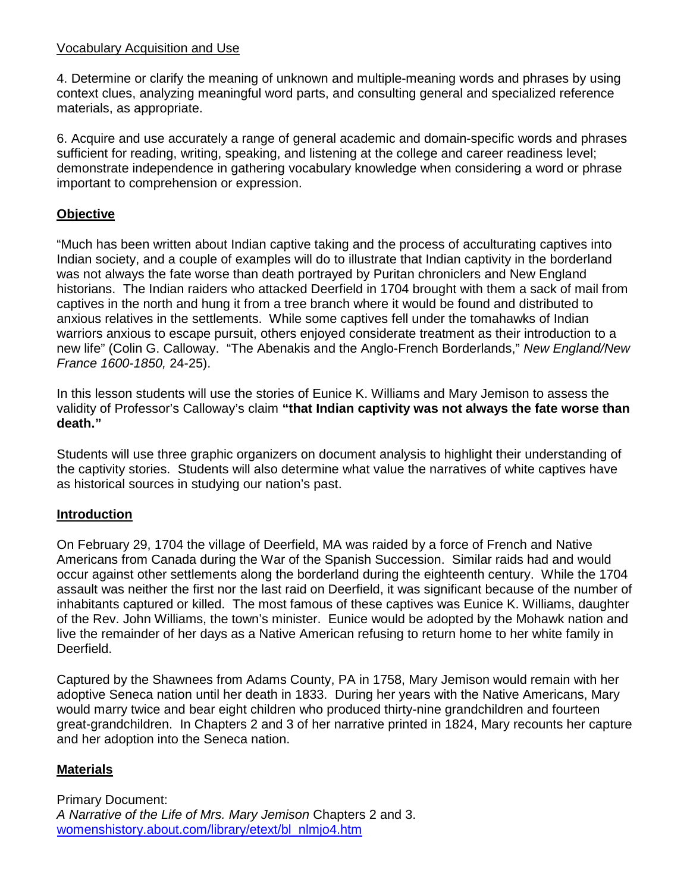Vocabulary Acquisition and Use

4. Determine or clarify the meaning of unknown and multiple-meaning words and phrases by using context clues, analyzing meaningful word parts, and consulting general and specialized reference materials, as appropriate.

6. Acquire and use accurately a range of general academic and domain-specific words and phrases sufficient for reading, writing, speaking, and listening at the college and career readiness level; demonstrate independence in gathering vocabulary knowledge when considering a word or phrase important to comprehension or expression.

## Objective

"Much has been written about Indian captive taking and the process of acculturating captives into Indian society, and a couple of examples will do to illustrate that Indian captivity in the borderland was not always the fate worse than death portrayed by Puritan chroniclers and New England historians. The Indian raiders who attacked Deerfield in 1704 brought with them a sack of mail from captives in the north and hung it from a tree branch where it would be found and distributed to anxious relatives in the settlements. While some captives fell under the tomahawks of Indian warriors anxious to escape pursuit, others enjoyed considerate treatment as their introduction to a new life" (Colin G. Calloway. "The Abenakis and the Anglo-French Borderlands," *New England/New France 1600-1850,* 24-25).

In this lesson students will use the stories of Eunice K. Williams and Mary Jemison to assess the validity of Professor's Calloway's claim **"that Indian captivity was not always the fate worse than death."**

Students will use three graphic organizers on document analysis to highlight their understanding of the captivity stories. Students will also determine what value the narratives of white captives have as historical sources in studying our nation's past.

## Introduction

On February 29, 1704 the village of Deerfield, MA was raided by a force of French and Native Americans from Canada during the War of the Spanish Succession. Similar raids had and would occur against other settlements along the borderland during the eighteenth century. While the 1704 assault was neither the first nor the last raid on Deerfield, it was significant because of the number of inhabitants captured or killed. The most famous of these captives was Eunice K. Williams, daughter of the Rev. John Williams, the town's minister. Eunice would be adopted by the Mohawk nation and live the remainder of her days as a Native American refusing to return home to her white family in Deerfield.

Captured by the Shawnees from Adams County, PA in 1758, Mary Jemison would remain with her adoptive Seneca nation until her death in 1833. During her years with the Native Americans, Mary would marry twice and bear eight children who produced thirty-nine grandchildren and fourteen great-grandchildren. In Chapters 2 and 3 of her narrative printed in 1824, Mary recounts her capture and her adoption into the Seneca nation.

## Materials

Primary Document:
*A Narrative of the Life of Mrs. Mary Jemison* Chapters 2 and 3.
womenshistory.about.com/library/etext/bl_nlmjo4.htm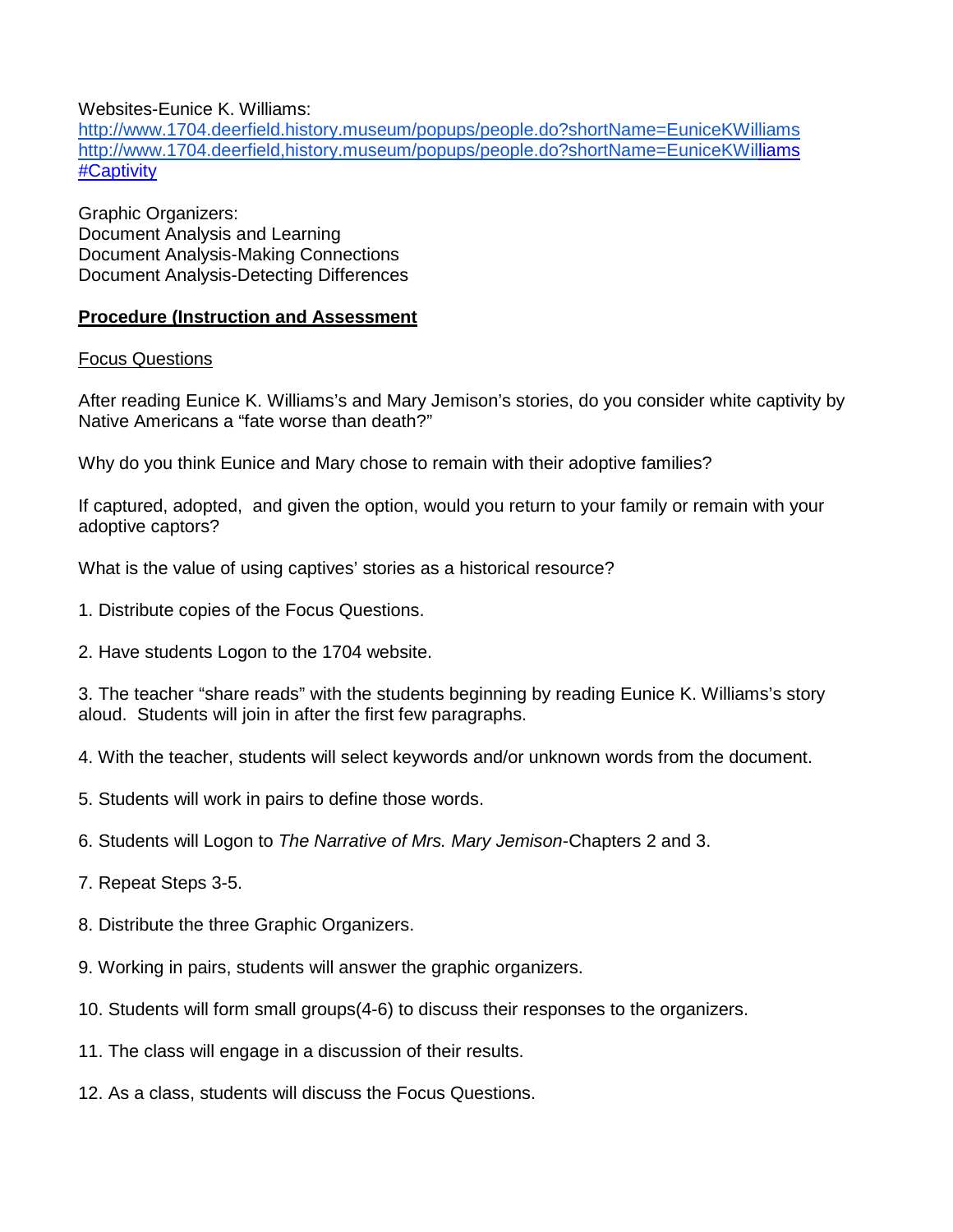Websites-Eunice K. Williams:
http://www.1704.deerfield.history.museum/popups/people.do?shortName=EuniceKWilliams
http://www.1704.deerfield,history.museum/popups/people.do?shortName=EuniceKWilliams #Captivity

Graphic Organizers:
Document Analysis and Learning
Document Analysis-Making Connections
Document Analysis-Detecting Differences

**<u>Procedure (Instruction and Assessment</u>**

<u>Focus Questions</u>

After reading Eunice K. Williams's and Mary Jemison's stories, do you consider white captivity by Native Americans a "fate worse than death?"

Why do you think Eunice and Mary chose to remain with their adoptive families?

If captured, adopted, and given the option, would you return to your family or remain with your adoptive captors?

What is the value of using captives' stories as a historical resource?

1. Distribute copies of the Focus Questions.

2. Have students Logon to the 1704 website.

3. The teacher "share reads" with the students beginning by reading Eunice K. Williams's story aloud. Students will join in after the first few paragraphs.

4. With the teacher, students will select keywords and/or unknown words from the document.

5. Students will work in pairs to define those words.

6. Students will Logon to *The Narrative of Mrs. Mary Jemison*-Chapters 2 and 3.

7. Repeat Steps 3-5.

8. Distribute the three Graphic Organizers.

9. Working in pairs, students will answer the graphic organizers.

10. Students will form small groups(4-6) to discuss their responses to the organizers.

11. The class will engage in a discussion of their results.

12. As a class, students will discuss the Focus Questions.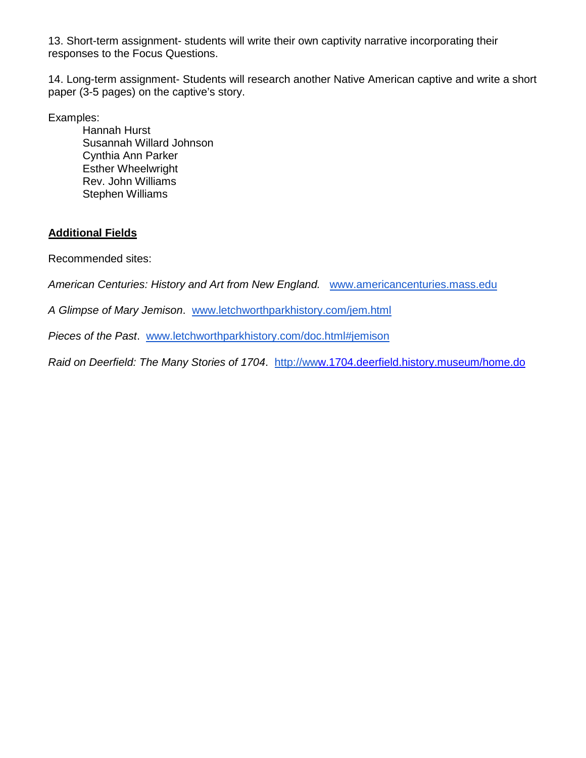13. Short-term assignment- students will write their own captivity narrative incorporating their responses to the Focus Questions.

14. Long-term assignment- Students will research another Native American captive and write a short paper (3-5 pages) on the captive's story.

Examples:

- Hannah Hurst
- Susannah Willard Johnson
- Cynthia Ann Parker
- Esther Wheelwright
- Rev. John Williams
- Stephen Williams

**Additional Fields**

Recommended sites:

*American Centuries: History and Art from New England.* www.americancenturies.mass.edu

*A Glimpse of Mary Jemison*. www.letchworthparkhistory.com/jem.html

*Pieces of the Past*. www.letchworthparkhistory.com/doc.html#jemison

*Raid on Deerfield: The Many Stories of 1704*. http://www.1704.deerfield.history.museum/home.do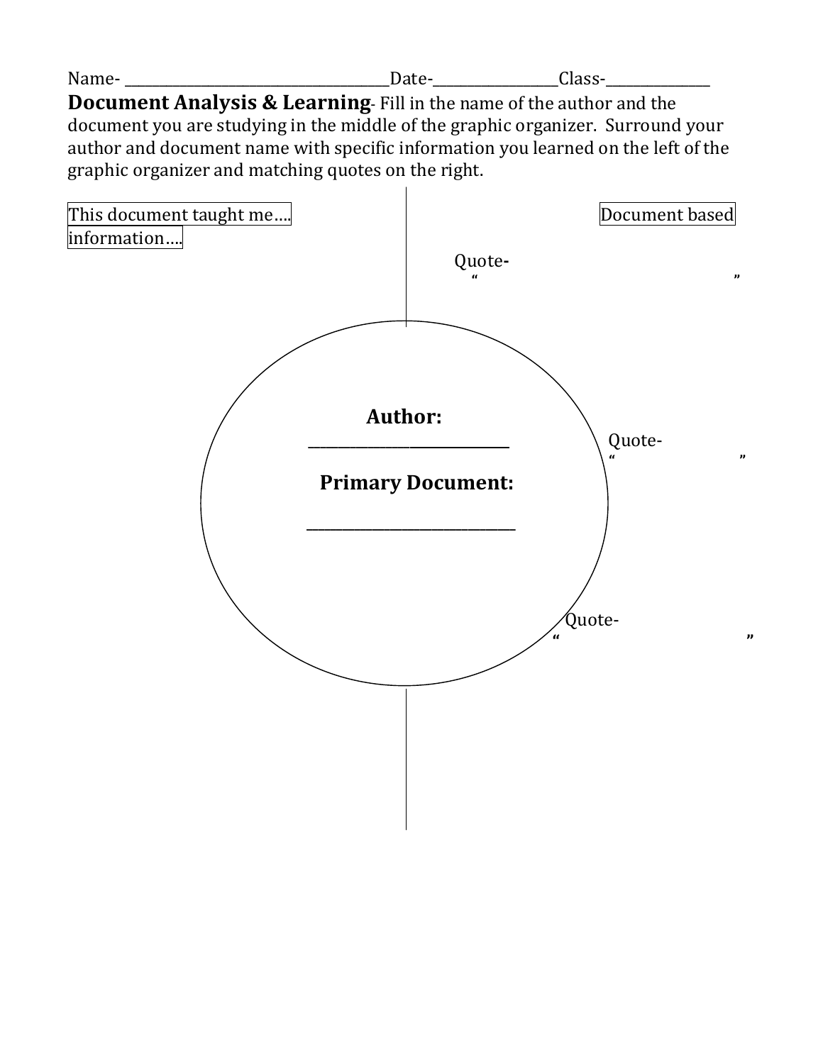Name- ____________________________________Date-________________Class-______________

**Document Analysis & Learning**- Fill in the name of the author and the document you are studying in the middle of the graphic organizer. Surround your author and document name with specific information you learned on the left of the graphic organizer and matching quotes on the right.

This document taught me…. information….

Document based

Quote-
"                                        "

**Author:**
____________________________

Quote-
"                              "

**Primary Document:**

_____________________________

Quote-
"                                        "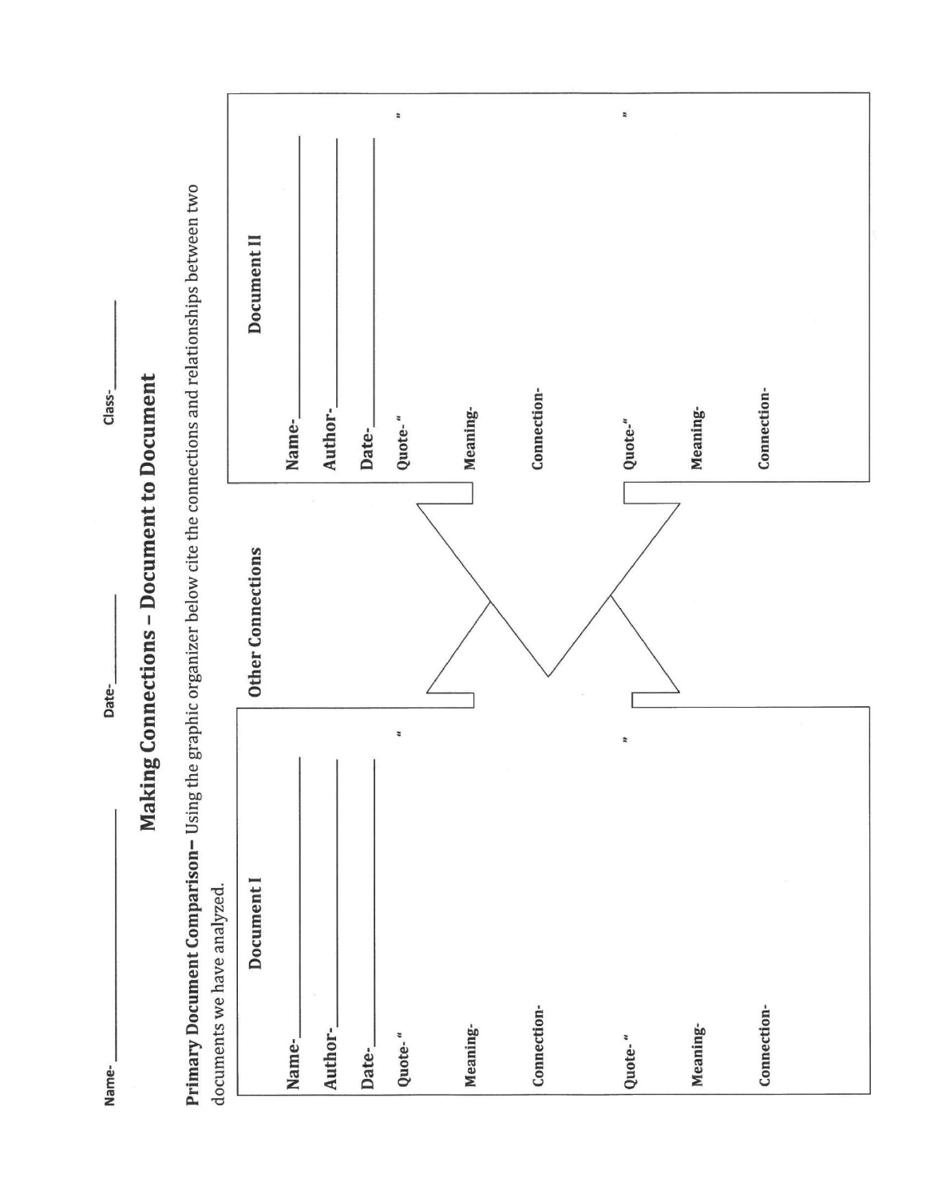Name-\_\_\_\_\_\_\_\_\_\_ Date-\_\_\_\_\_\_\_\_\_\_ Class-\_\_\_\_\_\_\_\_\_\_

## Making Connections – Document to Document

**Primary Document Comparison–** Using the graphic organizer below cite the connections and relationships between two documents we have analyzed.

**Document I**

**Name-**\_\_\_\_\_\_\_\_\_\_

**Author-**\_\_\_\_\_\_\_\_\_\_

**Date-**\_\_\_\_\_\_\_\_\_\_

**Quote-** " "

**Meaning-**

**Connection-**

**Quote-** " "

**Meaning-**

**Connection-**

**Other Connections**

**Document II**

**Name-**\_\_\_\_\_\_\_\_\_\_

**Author-**\_\_\_\_\_\_\_\_\_\_

**Date-**\_\_\_\_\_\_\_\_\_\_

**Quote-** " "

**Meaning-**

**Connection-**

**Quote-** " "

**Meaning-**

**Connection-**